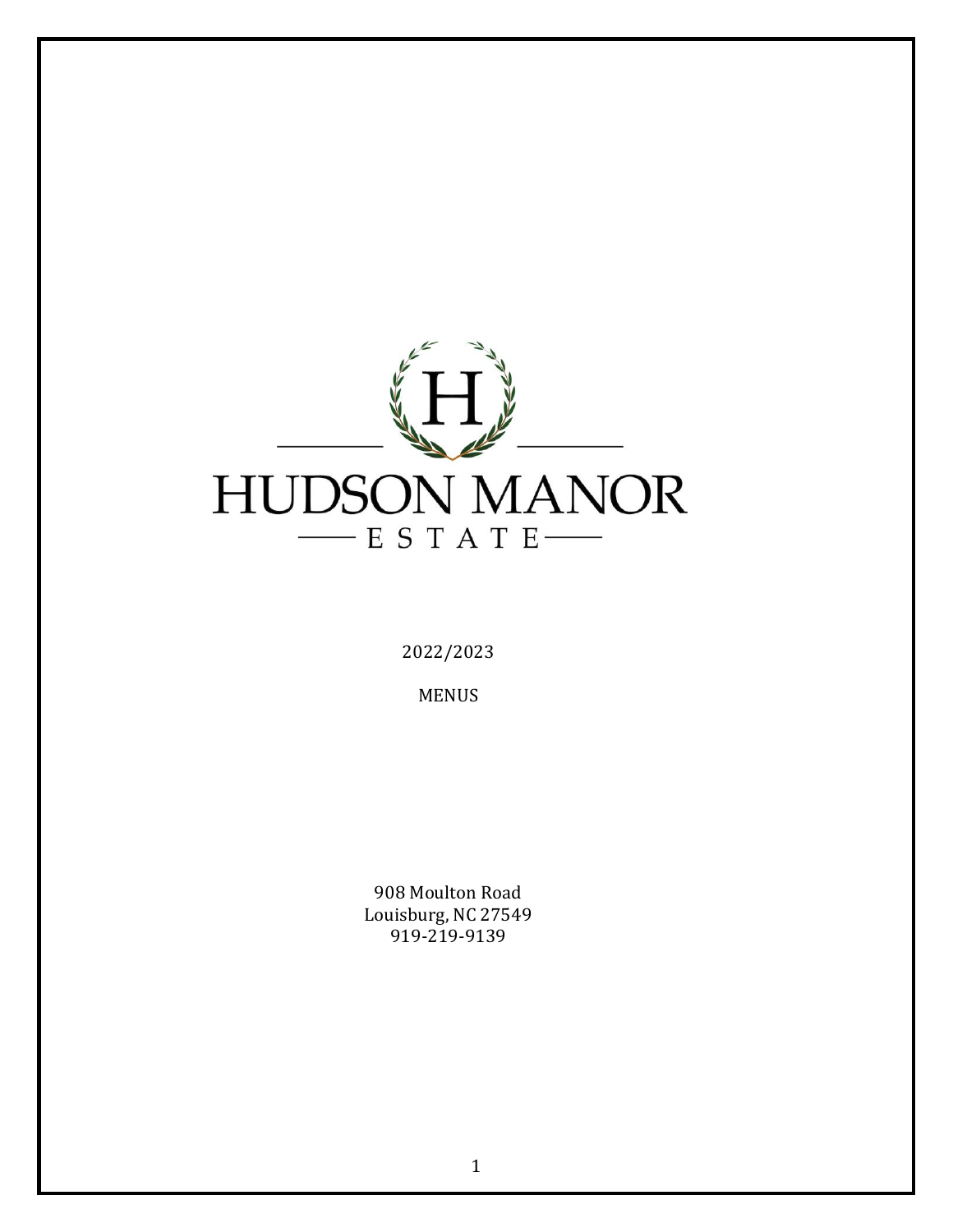# HUDSON MANOR

ESTATE

2022/2023

MENUS

908 Moulton Road
Louisburg, NC 27549
919-219-9139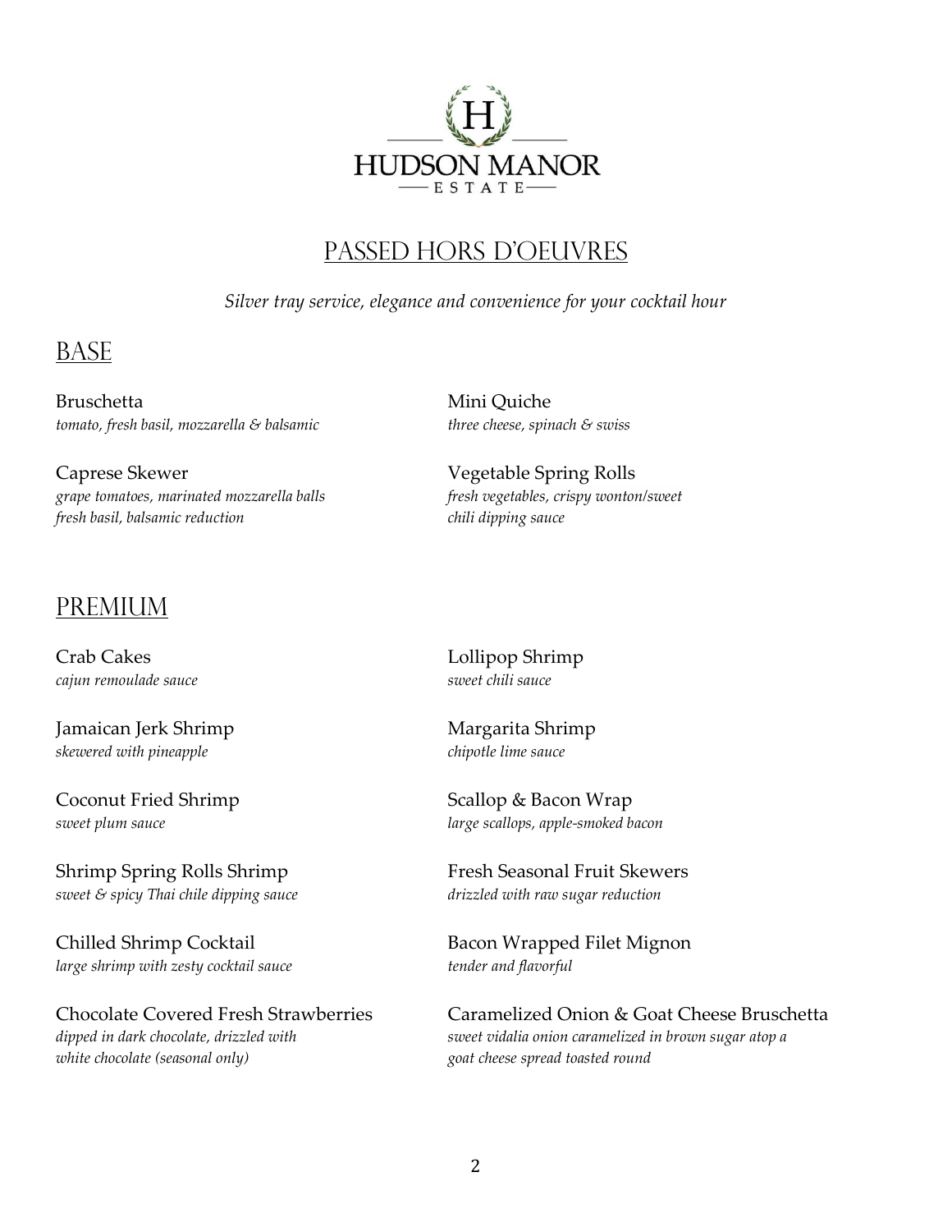HUDSON MANOR
ESTATE

# Passed Hors D'Oeuvres

*Silver tray service, elegance and convenience for your cocktail hour*

## Base

Bruschetta
*tomato, fresh basil, mozzarella & balsamic*

Caprese Skewer
*grape tomatoes, marinated mozzarella balls fresh basil, balsamic reduction*

Mini Quiche
*three cheese, spinach & swiss*

Vegetable Spring Rolls
*fresh vegetables, crispy wonton/sweet chili dipping sauce*

## Premium

Crab Cakes
*cajun remoulade sauce*

Jamaican Jerk Shrimp
*skewered with pineapple*

Coconut Fried Shrimp
*sweet plum sauce*

Shrimp Spring Rolls Shrimp
*sweet & spicy Thai chile dipping sauce*

Chilled Shrimp Cocktail
*large shrimp with zesty cocktail sauce*

Chocolate Covered Fresh Strawberries
*dipped in dark chocolate, drizzled with white chocolate (seasonal only)*

Lollipop Shrimp
*sweet chili sauce*

Margarita Shrimp
*chipotle lime sauce*

Scallop & Bacon Wrap
*large scallops, apple-smoked bacon*

Fresh Seasonal Fruit Skewers
*drizzled with raw sugar reduction*

Bacon Wrapped Filet Mignon
*tender and flavorful*

Caramelized Onion & Goat Cheese Bruschetta
*sweet vidalia onion caramelized in brown sugar atop a goat cheese spread toasted round*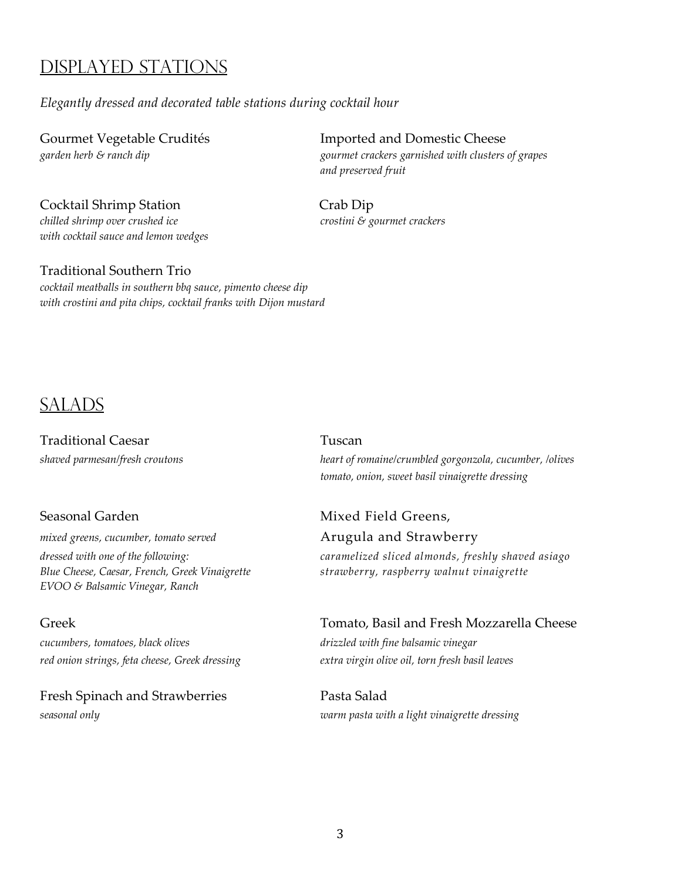## DISPLAYED STATIONS

*Elegantly dressed and decorated table stations during cocktail hour*

Gourmet Vegetable Crudités
*garden herb & ranch dip*

Imported and Domestic Cheese
*gourmet crackers garnished with clusters of grapes and preserved fruit*

Cocktail Shrimp Station
*chilled shrimp over crushed ice with cocktail sauce and lemon wedges*

Crab Dip
*crostini & gourmet crackers*

Traditional Southern Trio
*cocktail meatballs in southern bbq sauce, pimento cheese dip with crostini and pita chips, cocktail franks with Dijon mustard*

## SALADS

Traditional Caesar
*shaved parmesan/fresh croutons*

Tuscan
*heart of romaine/crumbled gorgonzola, cucumber, /olives tomato, onion, sweet basil vinaigrette dressing*

Seasonal Garden
*mixed greens, cucumber, tomato served dressed with one of the following: Blue Cheese, Caesar, French, Greek Vinaigrette EVOO & Balsamic Vinegar, Ranch*

Mixed Field Greens, Arugula and Strawberry
*caramelized sliced almonds, freshly shaved asiago strawberry, raspberry walnut vinaigrette*

Greek
*cucumbers, tomatoes, black olives red onion strings, feta cheese, Greek dressing*

Tomato, Basil and Fresh Mozzarella Cheese
*drizzled with fine balsamic vinegar extra virgin olive oil, torn fresh basil leaves*

Fresh Spinach and Strawberries
*seasonal only*

Pasta Salad
*warm pasta with a light vinaigrette dressing*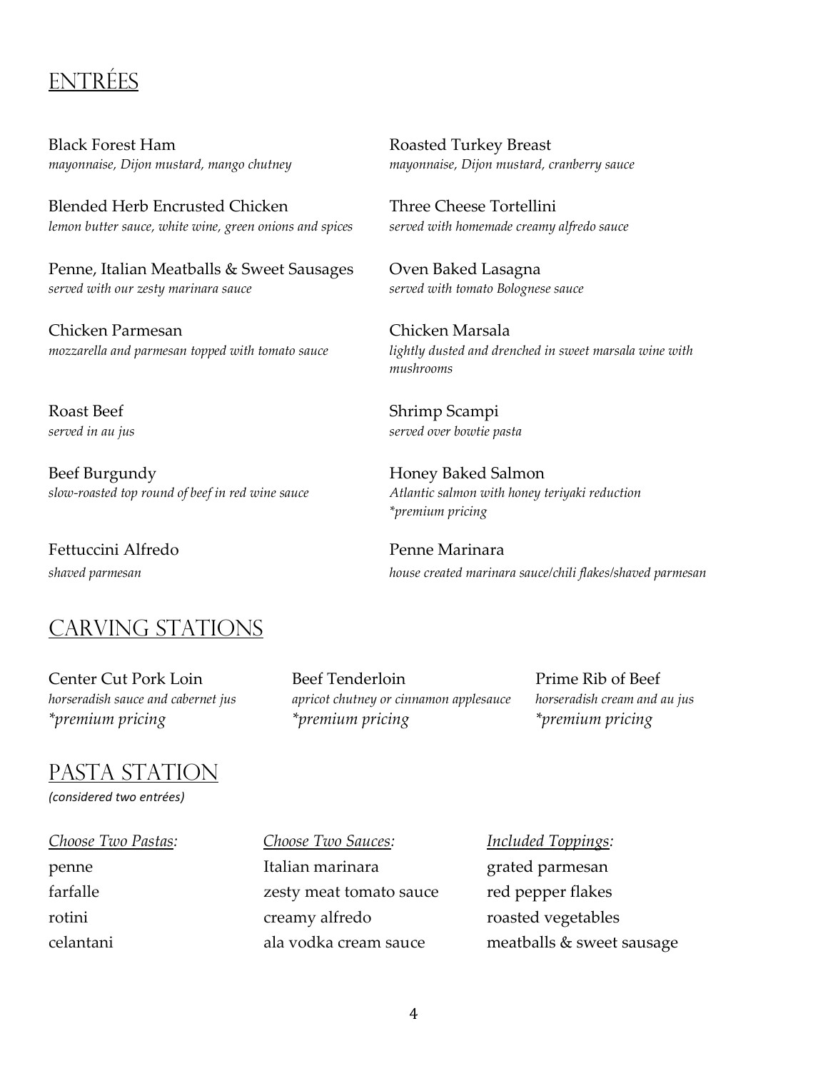## Entrées

Black Forest Ham
*mayonnaise, Dijon mustard, mango chutney*

Roasted Turkey Breast
*mayonnaise, Dijon mustard, cranberry sauce*

Blended Herb Encrusted Chicken
*lemon butter sauce, white wine, green onions and spices*

Three Cheese Tortellini
*served with homemade creamy alfredo sauce*

Penne, Italian Meatballs & Sweet Sausages
*served with our zesty marinara sauce*

Oven Baked Lasagna
*served with tomato Bolognese sauce*

Chicken Parmesan
*mozzarella and parmesan topped with tomato sauce*

Chicken Marsala
*lightly dusted and drenched in sweet marsala wine with mushrooms*

Roast Beef
*served in au jus*

Shrimp Scampi
*served over bowtie pasta*

Beef Burgundy
*slow-roasted top round of beef in red wine sauce*

Honey Baked Salmon
*Atlantic salmon with honey teriyaki reduction*
*\*premium pricing*

Fettuccini Alfredo
*shaved parmesan*

Penne Marinara
*house created marinara sauce/chili flakes/shaved parmesan*

## Carving Stations

Center Cut Pork Loin
*horseradish sauce and cabernet jus*
*\*premium pricing*

Beef Tenderloin
*apricot chutney or cinnamon applesauce*
*\*premium pricing*

Prime Rib of Beef
*horseradish cream and au jus*
*\*premium pricing*

## Pasta Station

*(considered two entrées)*

| *Choose Two Pastas:* | *Choose Two Sauces:* | *Included Toppings:* |
| --- | --- | --- |
| penne | Italian marinara | grated parmesan |
| farfalle | zesty meat tomato sauce | red pepper flakes |
| rotini | creamy alfredo | roasted vegetables |
| celantani | ala vodka cream sauce | meatballs & sweet sausage |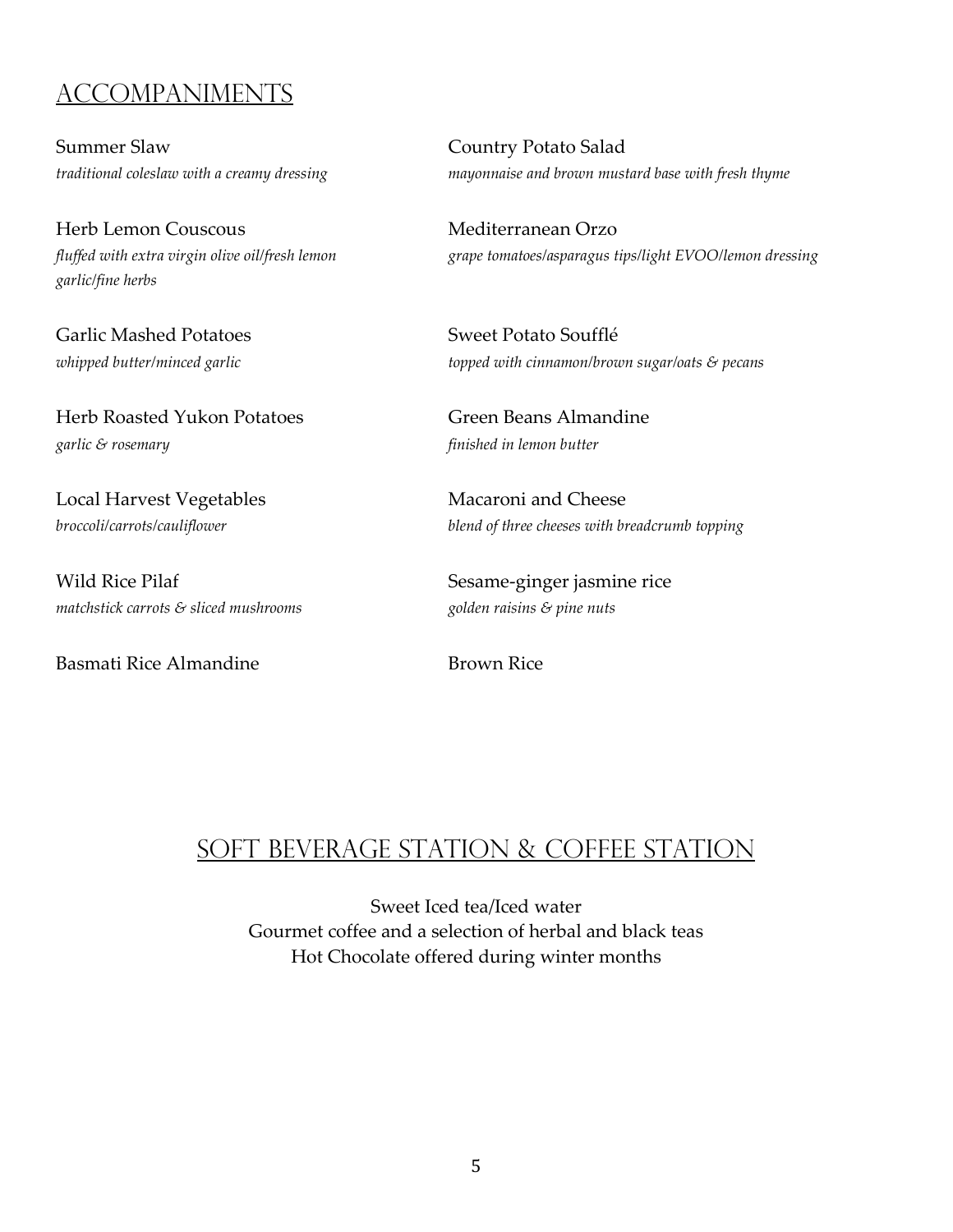## Accompaniments

Summer Slaw
*traditional coleslaw with a creamy dressing*

Herb Lemon Couscous
*fluffed with extra virgin olive oil/fresh lemon garlic/fine herbs*

Garlic Mashed Potatoes
*whipped butter/minced garlic*

Herb Roasted Yukon Potatoes
*garlic & rosemary*

Local Harvest Vegetables
*broccoli/carrots/cauliflower*

Wild Rice Pilaf
*matchstick carrots & sliced mushrooms*

Basmati Rice Almandine

Country Potato Salad
*mayonnaise and brown mustard base with fresh thyme*

Mediterranean Orzo
*grape tomatoes/asparagus tips/light EVOO/lemon dressing*

Sweet Potato Soufflé
*topped with cinnamon/brown sugar/oats & pecans*

Green Beans Almandine
*finished in lemon butter*

Macaroni and Cheese
*blend of three cheeses with breadcrumb topping*

Sesame-ginger jasmine rice
*golden raisins & pine nuts*

Brown Rice

## Soft Beverage Station & Coffee Station

Sweet Iced tea/Iced water
Gourmet coffee and a selection of herbal and black teas
Hot Chocolate offered during winter months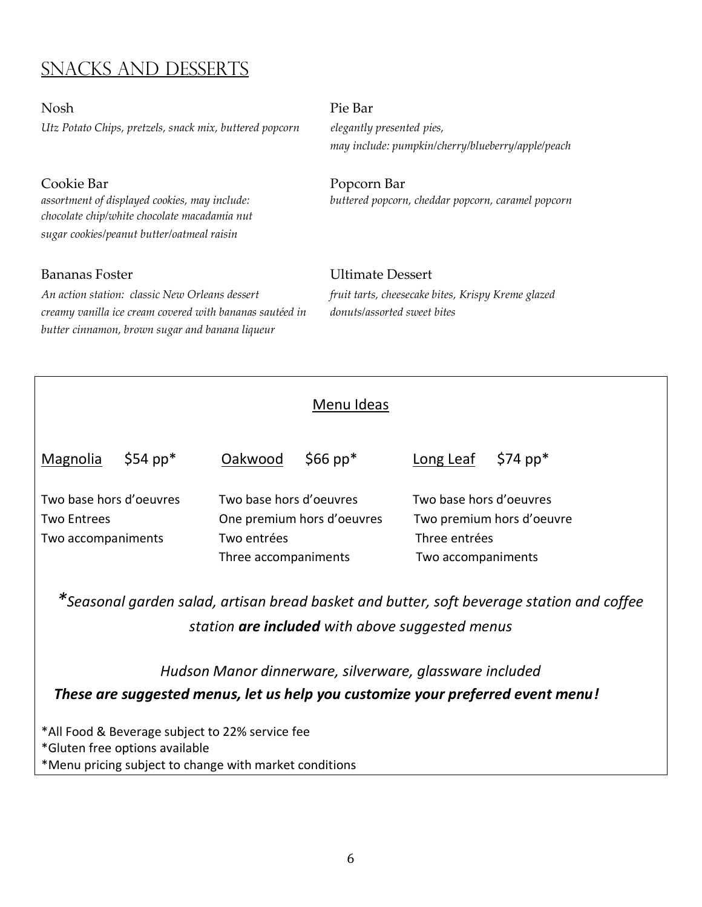# Snacks and Desserts

Nosh

*Utz Potato Chips, pretzels, snack mix, buttered popcorn*

Cookie Bar

*assortment of displayed cookies, may include:*
*chocolate chip/white chocolate macadamia nut*
*sugar cookies/peanut butter/oatmeal raisin*

Bananas Foster

*An action station: classic New Orleans dessert*
*creamy vanilla ice cream covered with bananas sautéed in butter cinnamon, brown sugar and banana liqueur*

Pie Bar

*elegantly presented pies,*
*may include: pumpkin/cherry/blueberry/apple/peach*

Popcorn Bar

*buttered popcorn, cheddar popcorn, caramel popcorn*

Ultimate Dessert

*fruit tarts, cheesecake bites, Krispy Kreme glazed donuts/assorted sweet bites*

## Menu Ideas

| Magnolia $54 pp* | Oakwood $66 pp* | Long Leaf $74 pp* |
|---|---|---|
| Two base hors d'oeuvres | Two base hors d'oeuvres | Two base hors d'oeuvres |
| Two Entrees | One premium hors d'oeuvres | Two premium hors d'oeuvre |
| Two accompaniments | Two entrées | Three entrées |
| | Three accompaniments | Two accompaniments |

*\*Seasonal garden salad, artisan bread basket and butter, soft beverage station and coffee station **are included** with above suggested menus*

*Hudson Manor dinnerware, silverware, glassware included*

***These are suggested menus, let us help you customize your preferred event menu!***

*All Food & Beverage subject to 22% service fee
*Gluten free options available
*Menu pricing subject to change with market conditions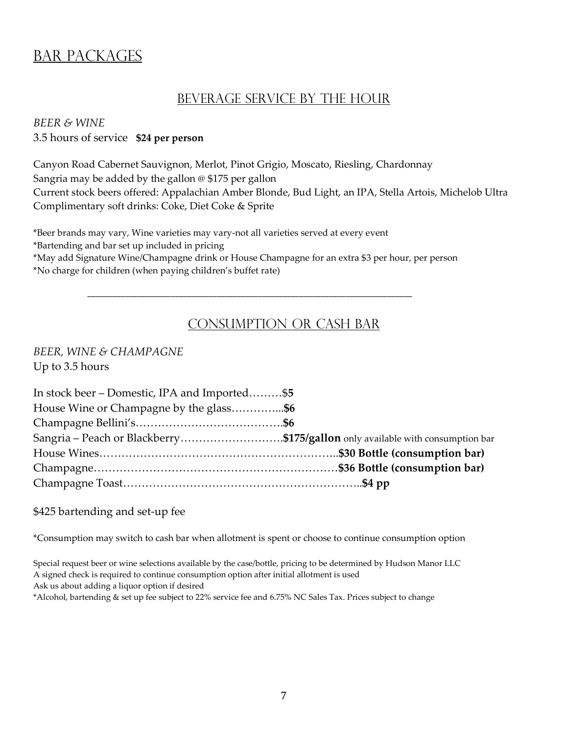# BAR PACKAGES

## BEVERAGE SERVICE BY THE HOUR

*BEER & WINE*

3.5 hours of service **$24 per person**

Canyon Road Cabernet Sauvignon, Merlot, Pinot Grigio, Moscato, Riesling, Chardonnay
Sangria may be added by the gallon @ $175 per gallon
Current stock beers offered: Appalachian Amber Blonde, Bud Light, an IPA, Stella Artois, Michelob Ultra
Complimentary soft drinks: Coke, Diet Coke & Sprite

*Beer brands may vary, Wine varieties may vary-not all varieties served at every event
*Bartending and bar set up included in pricing
*May add Signature Wine/Champagne drink or House Champagne for an extra $3 per hour, per person
*No charge for children (when paying children's buffet rate)

---

## CONSUMPTION OR CASH BAR

*BEER, WINE & CHAMPAGNE*

Up to 3.5 hours

In stock beer – Domestic, IPA and Imported………$**5**
House Wine or Champagne by the glass…………...**$6**
Champagne Bellini's………………………………….**$6**
Sangria – Peach or Blackberry……………………….**$175/gallon** only available with consumption bar
House Wines………………………………………………………..**$30 Bottle (consumption bar)**
Champagne…………………………………………………………**$36 Bottle (consumption bar)**
Champagne Toast……………………………………………………..**$4 pp**

$425 bartending and set-up fee

*Consumption may switch to cash bar when allotment is spent or choose to continue consumption option

Special request beer or wine selections available by the case/bottle, pricing to be determined by Hudson Manor LLC
A signed check is required to continue consumption option after initial allotment is used
Ask us about adding a liquor option if desired
*Alcohol, bartending & set up fee subject to 22% service fee and 6.75% NC Sales Tax. Prices subject to change